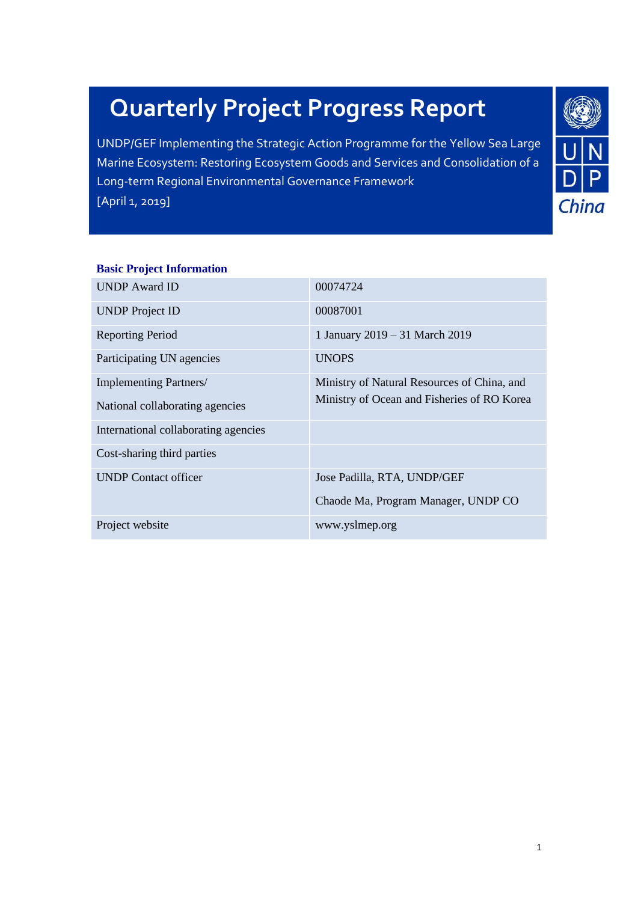# Quarterly Project Progress Report

UNDP/GEF Implementing the Strategic Action Programme for the Yellow Sea Large Marine Ecosystem: Restoring Ecosystem Goods and Services and Consolidation of a Long-term Regional Environmental Governance Framework

[April 1, 2019]

### Basic Project Information

| | |
|---|---|
| UNDP Award ID | 00074724 |
| UNDP Project ID | 00087001 |
| Reporting Period | 1 January 2019 – 31 March 2019 |
| Participating UN agencies | UNOPS |
| Implementing Partners/ National collaborating agencies | Ministry of Natural Resources of China, and Ministry of Ocean and Fisheries of RO Korea |
| International collaborating agencies | |
| Cost-sharing third parties | |
| UNDP Contact officer | Jose Padilla, RTA, UNDP/GEF<br>Chaode Ma, Program Manager, UNDP CO |
| Project website | www.yslmep.org |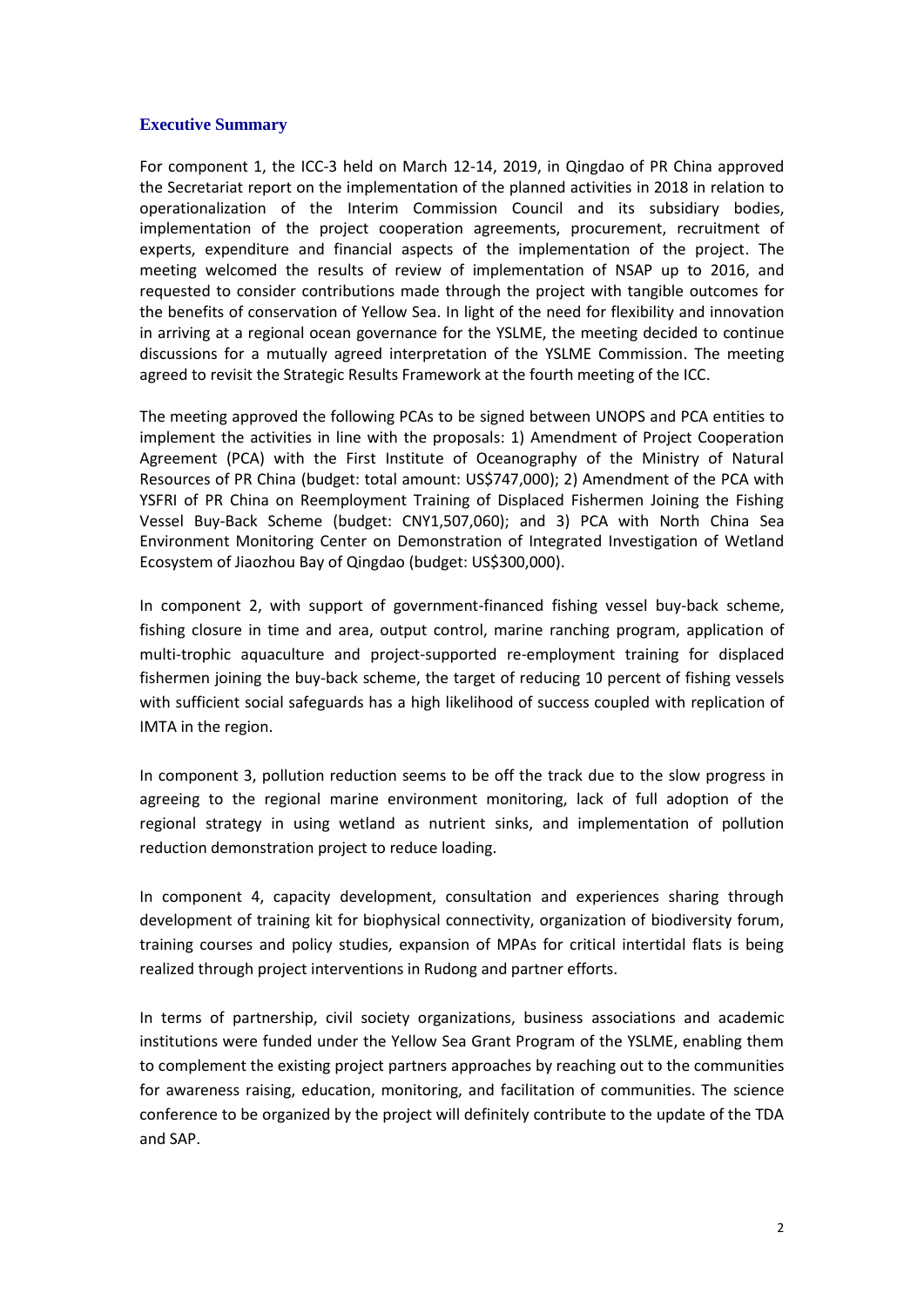## Executive Summary

For component 1, the ICC-3 held on March 12-14, 2019, in Qingdao of PR China approved the Secretariat report on the implementation of the planned activities in 2018 in relation to operationalization of the Interim Commission Council and its subsidiary bodies, implementation of the project cooperation agreements, procurement, recruitment of experts, expenditure and financial aspects of the implementation of the project. The meeting welcomed the results of review of implementation of NSAP up to 2016, and requested to consider contributions made through the project with tangible outcomes for the benefits of conservation of Yellow Sea. In light of the need for flexibility and innovation in arriving at a regional ocean governance for the YSLME, the meeting decided to continue discussions for a mutually agreed interpretation of the YSLME Commission. The meeting agreed to revisit the Strategic Results Framework at the fourth meeting of the ICC.

The meeting approved the following PCAs to be signed between UNOPS and PCA entities to implement the activities in line with the proposals: 1) Amendment of Project Cooperation Agreement (PCA) with the First Institute of Oceanography of the Ministry of Natural Resources of PR China (budget: total amount: US$747,000); 2) Amendment of the PCA with YSFRI of PR China on Reemployment Training of Displaced Fishermen Joining the Fishing Vessel Buy-Back Scheme (budget: CNY1,507,060); and 3) PCA with North China Sea Environment Monitoring Center on Demonstration of Integrated Investigation of Wetland Ecosystem of Jiaozhou Bay of Qingdao (budget: US$300,000).

In component 2, with support of government-financed fishing vessel buy-back scheme, fishing closure in time and area, output control, marine ranching program, application of multi-trophic aquaculture and project-supported re-employment training for displaced fishermen joining the buy-back scheme, the target of reducing 10 percent of fishing vessels with sufficient social safeguards has a high likelihood of success coupled with replication of IMTA in the region.

In component 3, pollution reduction seems to be off the track due to the slow progress in agreeing to the regional marine environment monitoring, lack of full adoption of the regional strategy in using wetland as nutrient sinks, and implementation of pollution reduction demonstration project to reduce loading.

In component 4, capacity development, consultation and experiences sharing through development of training kit for biophysical connectivity, organization of biodiversity forum, training courses and policy studies, expansion of MPAs for critical intertidal flats is being realized through project interventions in Rudong and partner efforts.

In terms of partnership, civil society organizations, business associations and academic institutions were funded under the Yellow Sea Grant Program of the YSLME, enabling them to complement the existing project partners approaches by reaching out to the communities for awareness raising, education, monitoring, and facilitation of communities. The science conference to be organized by the project will definitely contribute to the update of the TDA and SAP.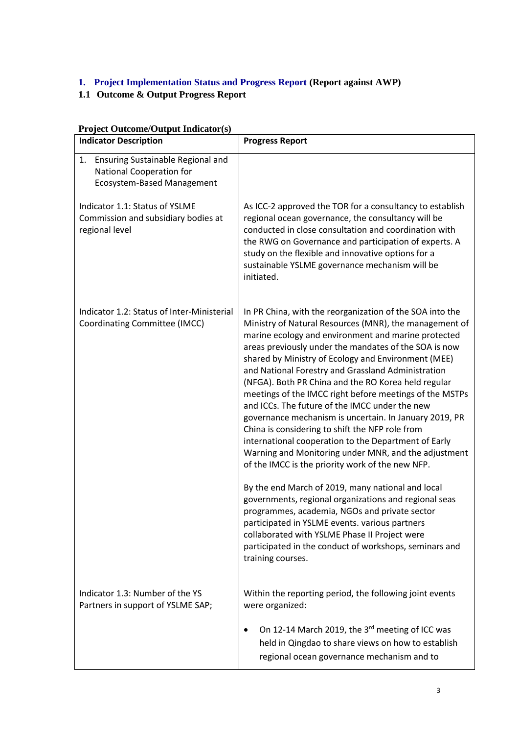# 1. Project Implementation Status and Progress Report (Report against AWP)

## 1.1 Outcome & Output Progress Report

**Project Outcome/Output Indicator(s)**

| Indicator Description | Progress Report |
|---|---|
| 1. Ensuring Sustainable Regional and National Cooperation for Ecosystem-Based Management | |
| Indicator 1.1: Status of YSLME Commission and subsidiary bodies at regional level | As ICC-2 approved the TOR for a consultancy to establish regional ocean governance, the consultancy will be conducted in close consultation and coordination with the RWG on Governance and participation of experts. A study on the flexible and innovative options for a sustainable YSLME governance mechanism will be initiated. |
| Indicator 1.2: Status of Inter-Ministerial Coordinating Committee (IMCC) | In PR China, with the reorganization of the SOA into the Ministry of Natural Resources (MNR), the management of marine ecology and environment and marine protected areas previously under the mandates of the SOA is now shared by Ministry of Ecology and Environment (MEE) and National Forestry and Grassland Administration (NFGA). Both PR China and the RO Korea held regular meetings of the IMCC right before meetings of the MSTPs and ICCs. The future of the IMCC under the new governance mechanism is uncertain. In January 2019, PR China is considering to shift the NFP role from international cooperation to the Department of Early Warning and Monitoring under MNR, and the adjustment of the IMCC is the priority work of the new NFP.<br><br>By the end March of 2019, many national and local governments, regional organizations and regional seas programmes, academia, NGOs and private sector participated in YSLME events. various partners collaborated with YSLME Phase II Project were participated in the conduct of workshops, seminars and training courses. |
| Indicator 1.3: Number of the YS Partners in support of YSLME SAP; | Within the reporting period, the following joint events were organized:<br><br>• On 12-14 March 2019, the 3rd meeting of ICC was held in Qingdao to share views on how to establish regional ocean governance mechanism and to |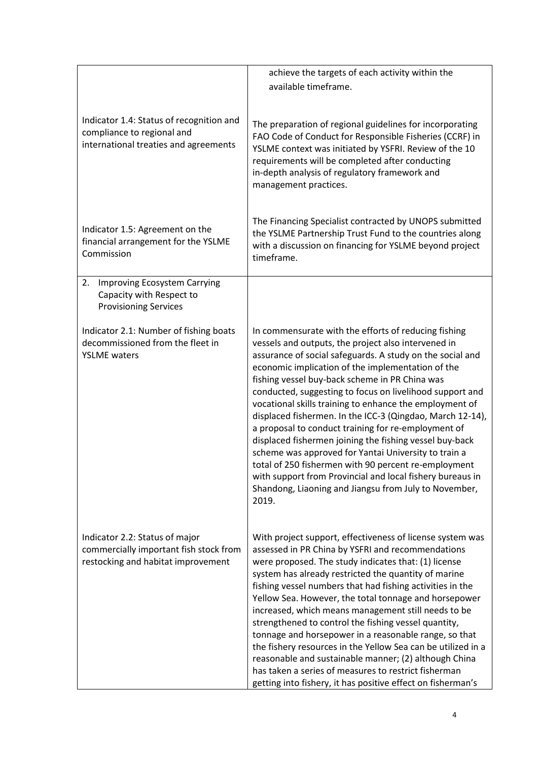| | |
|---|---|
| | achieve the targets of each activity within the available timeframe. |
| Indicator 1.4: Status of recognition and compliance to regional and international treaties and agreements | The preparation of regional guidelines for incorporating FAO Code of Conduct for Responsible Fisheries (CCRF) in YSLME context was initiated by YSFRI. Review of the 10 requirements will be completed after conducting in-depth analysis of regulatory framework and management practices. |
| Indicator 1.5: Agreement on the financial arrangement for the YSLME Commission | The Financing Specialist contracted by UNOPS submitted the YSLME Partnership Trust Fund to the countries along with a discussion on financing for YSLME beyond project timeframe. |
| 2. Improving Ecosystem Carrying Capacity with Respect to Provisioning Services<br><br>Indicator 2.1: Number of fishing boats decommissioned from the fleet in YSLME waters | In commensurate with the efforts of reducing fishing vessels and outputs, the project also intervened in assurance of social safeguards. A study on the social and economic implication of the implementation of the fishing vessel buy-back scheme in PR China was conducted, suggesting to focus on livelihood support and vocational skills training to enhance the employment of displaced fishermen. In the ICC-3 (Qingdao, March 12-14), a proposal to conduct training for re-employment of displaced fishermen joining the fishing vessel buy-back scheme was approved for Yantai University to train a total of 250 fishermen with 90 percent re-employment with support from Provincial and local fishery bureaus in Shandong, Liaoning and Jiangsu from July to November, 2019. |
| Indicator 2.2: Status of major commercially important fish stock from restocking and habitat improvement | With project support, effectiveness of license system was assessed in PR China by YSFRI and recommendations were proposed. The study indicates that: (1) license system has already restricted the quantity of marine fishing vessel numbers that had fishing activities in the Yellow Sea. However, the total tonnage and horsepower increased, which means management still needs to be strengthened to control the fishing vessel quantity, tonnage and horsepower in a reasonable range, so that the fishery resources in the Yellow Sea can be utilized in a reasonable and sustainable manner; (2) although China has taken a series of measures to restrict fisherman getting into fishery, it has positive effect on fisherman's |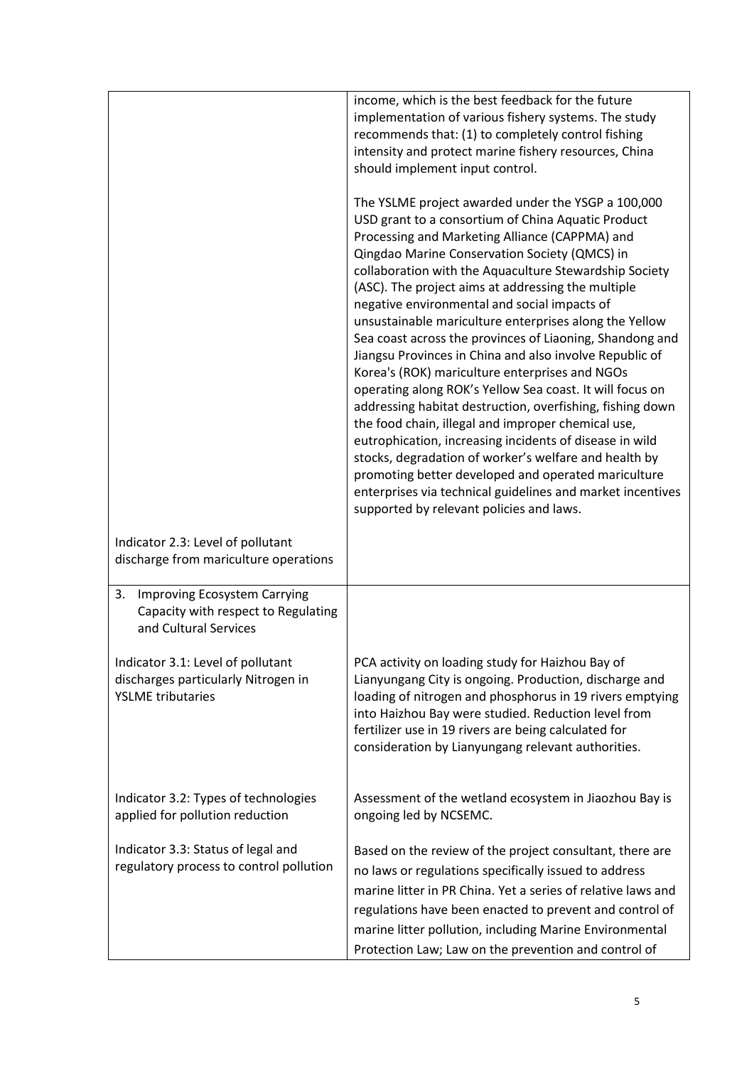| | |
|---|---|
| | income, which is the best feedback for the future implementation of various fishery systems. The study recommends that: (1) to completely control fishing intensity and protect marine fishery resources, China should implement input control.<br><br>The YSLME project awarded under the YSGP a 100,000 USD grant to a consortium of China Aquatic Product Processing and Marketing Alliance (CAPPMA) and Qingdao Marine Conservation Society (QMCS) in collaboration with the Aquaculture Stewardship Society (ASC). The project aims at addressing the multiple negative environmental and social impacts of unsustainable mariculture enterprises along the Yellow Sea coast across the provinces of Liaoning, Shandong and Jiangsu Provinces in China and also involve Republic of Korea's (ROK) mariculture enterprises and NGOs operating along ROK's Yellow Sea coast. It will focus on addressing habitat destruction, overfishing, fishing down the food chain, illegal and improper chemical use, eutrophication, increasing incidents of disease in wild stocks, degradation of worker's welfare and health by promoting better developed and operated mariculture enterprises via technical guidelines and market incentives supported by relevant policies and laws. |
| Indicator 2.3: Level of pollutant discharge from mariculture operations | |
| 3. Improving Ecosystem Carrying Capacity with respect to Regulating and Cultural Services<br><br>Indicator 3.1: Level of pollutant discharges particularly Nitrogen in YSLME tributaries | <br><br><br><br>PCA activity on loading study for Haizhou Bay of Lianyungang City is ongoing. Production, discharge and loading of nitrogen and phosphorus in 19 rivers emptying into Haizhou Bay were studied. Reduction level from fertilizer use in 19 rivers are being calculated for consideration by Lianyungang relevant authorities. |
| Indicator 3.2: Types of technologies applied for pollution reduction | Assessment of the wetland ecosystem in Jiaozhou Bay is ongoing led by NCSEMC. |
| Indicator 3.3: Status of legal and regulatory process to control pollution | Based on the review of the project consultant, there are no laws or regulations specifically issued to address marine litter in PR China. Yet a series of relative laws and regulations have been enacted to prevent and control of marine litter pollution, including Marine Environmental Protection Law; Law on the prevention and control of |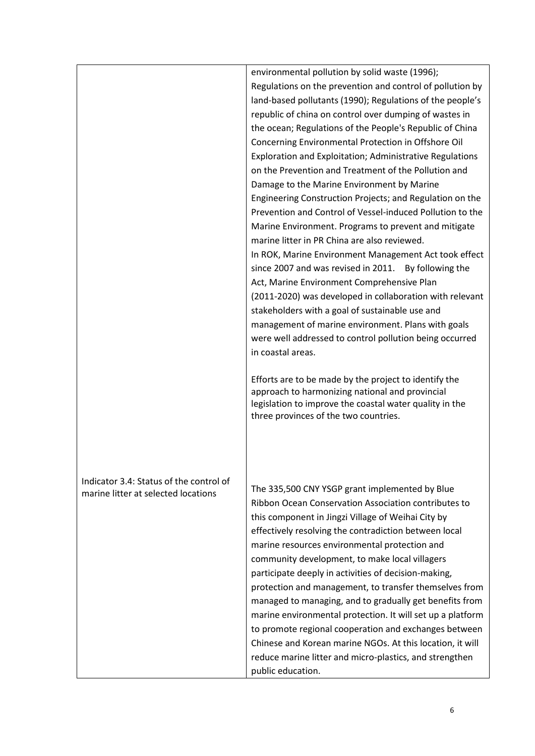| | |
|---|---|
| | environmental pollution by solid waste (1996); Regulations on the prevention and control of pollution by land-based pollutants (1990); Regulations of the people's republic of china on control over dumping of wastes in the ocean; Regulations of the People's Republic of China Concerning Environmental Protection in Offshore Oil Exploration and Exploitation; Administrative Regulations on the Prevention and Treatment of the Pollution and Damage to the Marine Environment by Marine Engineering Construction Projects; and Regulation on the Prevention and Control of Vessel-induced Pollution to the Marine Environment. Programs to prevent and mitigate marine litter in PR China are also reviewed.<br>In ROK, Marine Environment Management Act took effect since 2007 and was revised in 2011. By following the Act, Marine Environment Comprehensive Plan (2011-2020) was developed in collaboration with relevant stakeholders with a goal of sustainable use and management of marine environment. Plans with goals were well addressed to control pollution being occurred in coastal areas.<br><br>Efforts are to be made by the project to identify the approach to harmonizing national and provincial legislation to improve the coastal water quality in the three provinces of the two countries. |
| Indicator 3.4: Status of the control of marine litter at selected locations | The 335,500 CNY YSGP grant implemented by Blue Ribbon Ocean Conservation Association contributes to this component in Jingzi Village of Weihai City by effectively resolving the contradiction between local marine resources environmental protection and community development, to make local villagers participate deeply in activities of decision-making, protection and management, to transfer themselves from managed to managing, and to gradually get benefits from marine environmental protection. It will set up a platform to promote regional cooperation and exchanges between Chinese and Korean marine NGOs. At this location, it will reduce marine litter and micro-plastics, and strengthen public education. |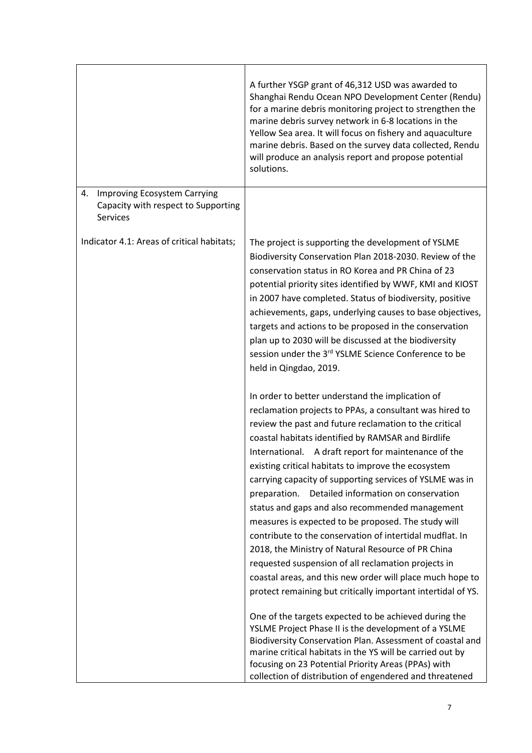| | |
|---|---|
| | A further YSGP grant of 46,312 USD was awarded to Shanghai Rendu Ocean NPO Development Center (Rendu) for a marine debris monitoring project to strengthen the marine debris survey network in 6-8 locations in the Yellow Sea area. It will focus on fishery and aquaculture marine debris. Based on the survey data collected, Rendu will produce an analysis report and propose potential solutions. |
| 4. Improving Ecosystem Carrying Capacity with respect to Supporting Services | |
| Indicator 4.1: Areas of critical habitats; | The project is supporting the development of YSLME Biodiversity Conservation Plan 2018-2030. Review of the conservation status in RO Korea and PR China of 23 potential priority sites identified by WWF, KMI and KIOST in 2007 have completed. Status of biodiversity, positive achievements, gaps, underlying causes to base objectives, targets and actions to be proposed in the conservation plan up to 2030 will be discussed at the biodiversity session under the 3rd YSLME Science Conference to be held in Qingdao, 2019.<br><br>In order to better understand the implication of reclamation projects to PPAs, a consultant was hired to review the past and future reclamation to the critical coastal habitats identified by RAMSAR and Birdlife International. A draft report for maintenance of the existing critical habitats to improve the ecosystem carrying capacity of supporting services of YSLME was in preparation. Detailed information on conservation status and gaps and also recommended management measures is expected to be proposed. The study will contribute to the conservation of intertidal mudflat. In 2018, the Ministry of Natural Resource of PR China requested suspension of all reclamation projects in coastal areas, and this new order will place much hope to protect remaining but critically important intertidal of YS.<br><br>One of the targets expected to be achieved during the YSLME Project Phase II is the development of a YSLME Biodiversity Conservation Plan. Assessment of coastal and marine critical habitats in the YS will be carried out by focusing on 23 Potential Priority Areas (PPAs) with collection of distribution of engendered and threatened |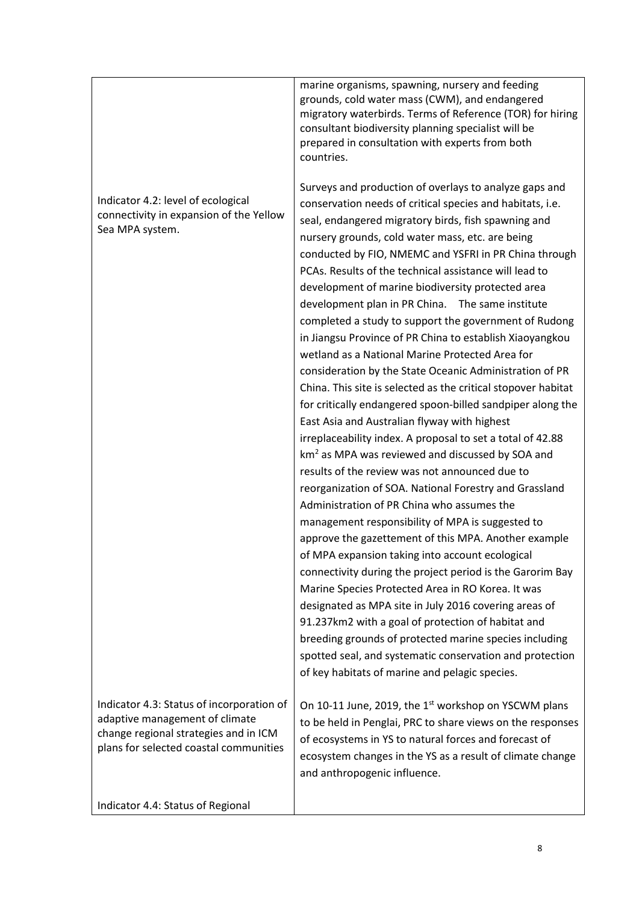| | |
|---|---|
| | marine organisms, spawning, nursery and feeding grounds, cold water mass (CWM), and endangered migratory waterbirds. Terms of Reference (TOR) for hiring consultant biodiversity planning specialist will be prepared in consultation with experts from both countries. |
| Indicator 4.2: level of ecological connectivity in expansion of the Yellow Sea MPA system. | Surveys and production of overlays to analyze gaps and conservation needs of critical species and habitats, i.e. seal, endangered migratory birds, fish spawning and nursery grounds, cold water mass, etc. are being conducted by FIO, NMEMC and YSFRI in PR China through PCAs. Results of the technical assistance will lead to development of marine biodiversity protected area development plan in PR China. The same institute completed a study to support the government of Rudong in Jiangsu Province of PR China to establish Xiaoyangkou wetland as a National Marine Protected Area for consideration by the State Oceanic Administration of PR China. This site is selected as the critical stopover habitat for critically endangered spoon-billed sandpiper along the East Asia and Australian flyway with highest irreplaceability index. A proposal to set a total of 42.88 $km^2$ as MPA was reviewed and discussed by SOA and results of the review was not announced due to reorganization of SOA. National Forestry and Grassland Administration of PR China who assumes the management responsibility of MPA is suggested to approve the gazettement of this MPA. Another example of MPA expansion taking into account ecological connectivity during the project period is the Garorim Bay Marine Species Protected Area in RO Korea. It was designated as MPA site in July 2016 covering areas of 91.237km2 with a goal of protection of habitat and breeding grounds of protected marine species including spotted seal, and systematic conservation and protection of key habitats of marine and pelagic species. |
| Indicator 4.3: Status of incorporation of adaptive management of climate change regional strategies and in ICM plans for selected coastal communities | On 10-11 June, 2019, the 1st workshop on YSCWM plans to be held in Penglai, PRC to share views on the responses of ecosystems in YS to natural forces and forecast of ecosystem changes in the YS as a result of climate change and anthropogenic influence. |
| Indicator 4.4: Status of Regional | |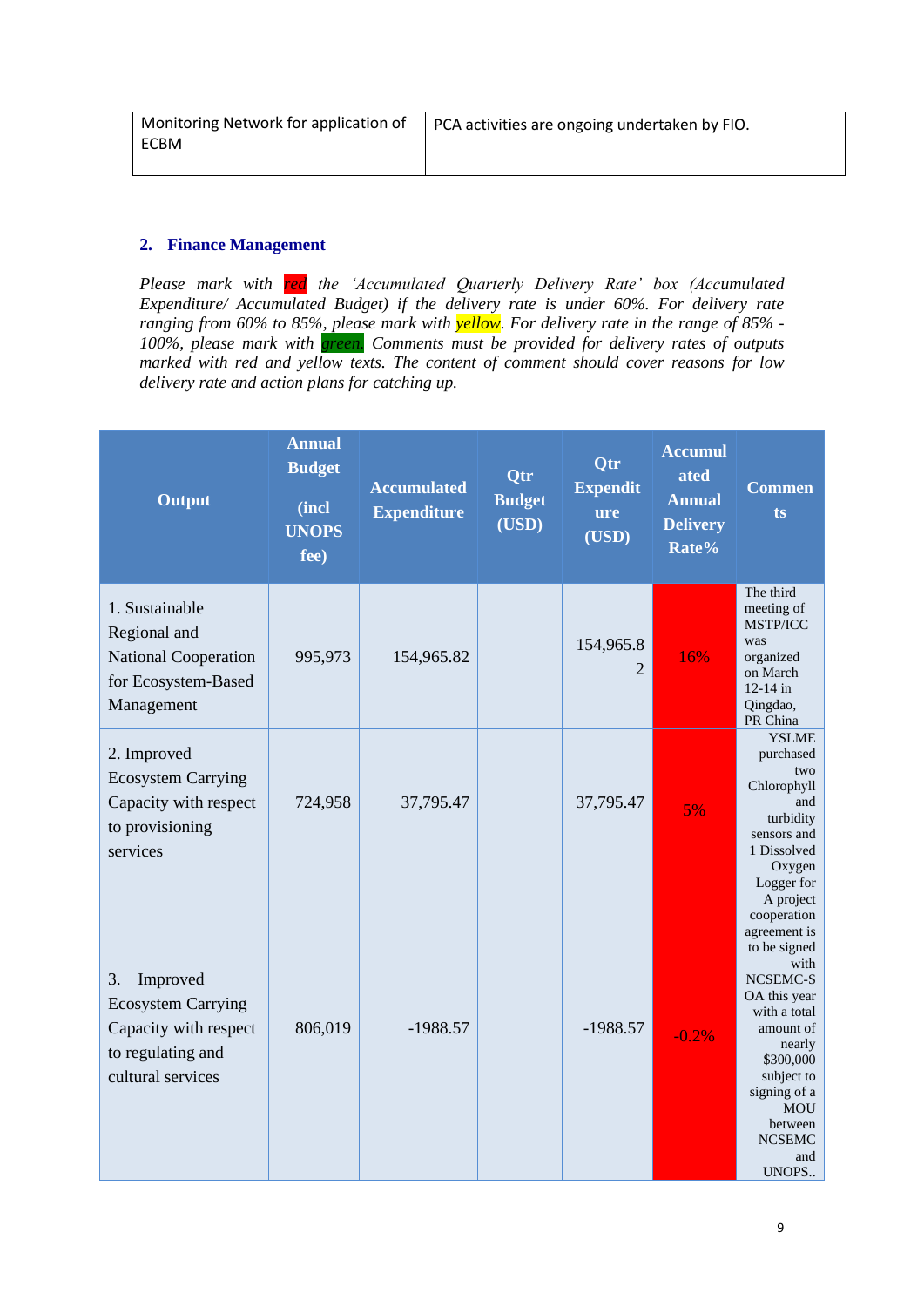| Monitoring Network for application of ECBM | PCA activities are ongoing undertaken by FIO. |
|---|---|

## 2. Finance Management

*Please mark with red the 'Accumulated Quarterly Delivery Rate' box (Accumulated Expenditure/ Accumulated Budget) if the delivery rate is under 60%. For delivery rate ranging from 60% to 85%, please mark with yellow. For delivery rate in the range of 85% - 100%, please mark with green. Comments must be provided for delivery rates of outputs marked with red and yellow texts. The content of comment should cover reasons for low delivery rate and action plans for catching up.*

| Output | Annual Budget (incl UNOPS fee) | Accumulated Expenditure | Qtr Budget (USD) | Qtr Expenditure (USD) | Accumulated Annual Delivery Rate% | Comments |
|---|---|---|---|---|---|---|
| 1. Sustainable Regional and National Cooperation for Ecosystem-Based Management | 995,973 | 154,965.82 | | 154,965.82 | 16% | The third meeting of MSTP/ICC was organized on March 12-14 in Qingdao, PR China |
| 2. Improved Ecosystem Carrying Capacity with respect to provisioning services | 724,958 | 37,795.47 | | 37,795.47 | 5% | YSLME purchased two Chlorophyll and turbidity sensors and 1 Dissolved Oxygen Logger for |
| 3. Improved Ecosystem Carrying Capacity with respect to regulating and cultural services | 806,019 | -1988.57 | | -1988.57 | -0.2% | A project cooperation agreement is to be signed with NCSEMC-SOA this year with a total amount of nearly $300,000 subject to signing of a MOU between NCSEMC and UNOPS.. |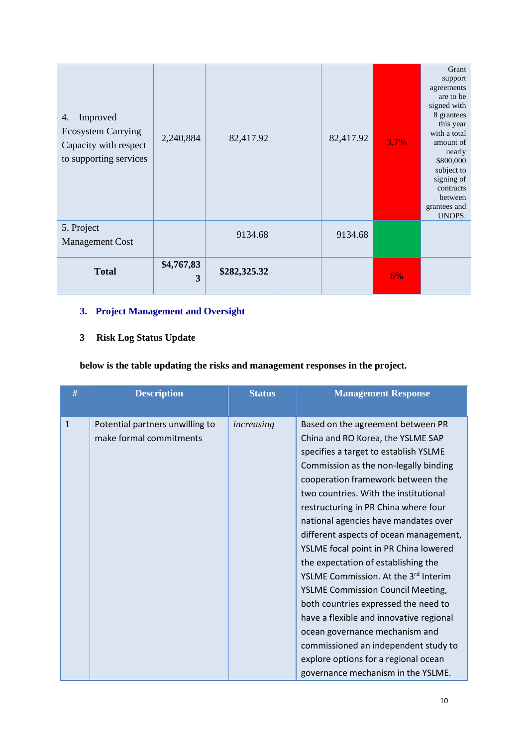| 4. Improved Ecosystem Carrying Capacity with respect to supporting services | 2,240,884 | 82,417.92 | | 82,417.92 | 3.7% | Grant support agreements are to be signed with 8 grantees this year with a total amount of nearly $800,000 subject to signing of contracts between grantees and UNOPS. |
|---|---|---|---|---|---|---|
| 5. Project Management Cost | | 9134.68 | | 9134.68 | | |
| **Total** | **$4,767,833** | **$282,325.32** | | | 6% | |

### 3. Project Management and Oversight

**3 Risk Log Status Update**

**below is the table updating the risks and management responses in the project.**

| # | Description | Status | Management Response |
|---|---|---|---|
| **1** | Potential partners unwilling to make formal commitments | *increasing* | Based on the agreement between PR China and RO Korea, the YSLME SAP specifies a target to establish YSLME Commission as the non-legally binding cooperation framework between the two countries. With the institutional restructuring in PR China where four national agencies have mandates over different aspects of ocean management, YSLME focal point in PR China lowered the expectation of establishing the YSLME Commission. At the 3rd Interim YSLME Commission Council Meeting, both countries expressed the need to have a flexible and innovative regional ocean governance mechanism and commissioned an independent study to explore options for a regional ocean governance mechanism in the YSLME. |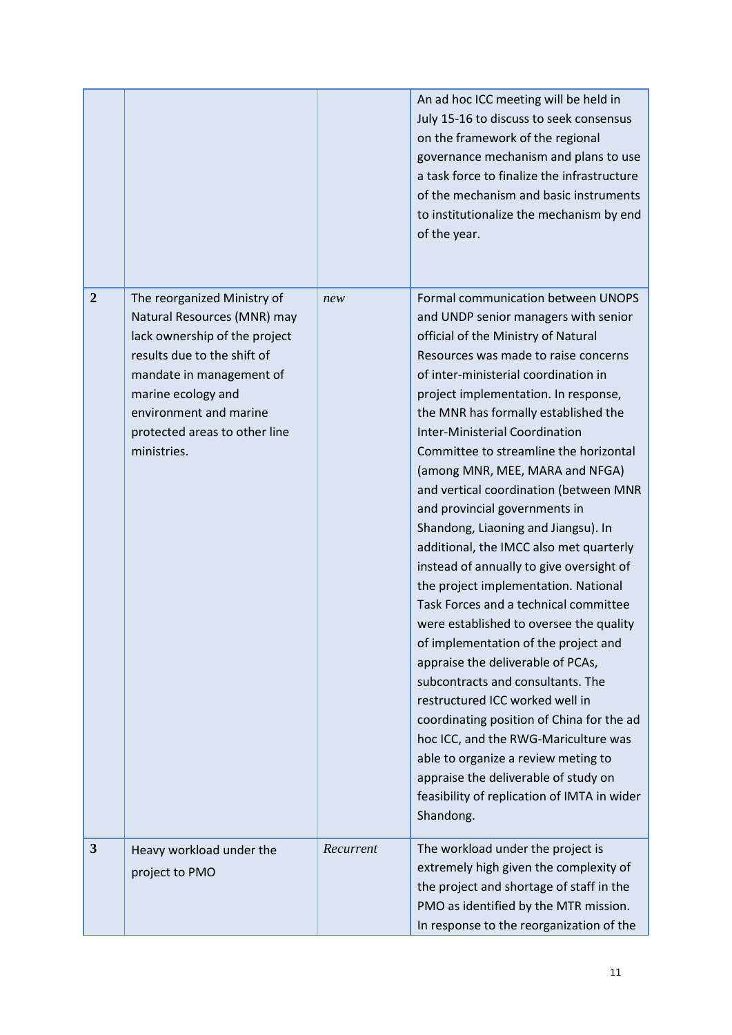| | | | |
|---|---|---|---|
| | | | An ad hoc ICC meeting will be held in July 15-16 to discuss to seek consensus on the framework of the regional governance mechanism and plans to use a task force to finalize the infrastructure of the mechanism and basic instruments to institutionalize the mechanism by end of the year. |
| **2** | The reorganized Ministry of Natural Resources (MNR) may lack ownership of the project results due to the shift of mandate in management of marine ecology and environment and marine protected areas to other line ministries. | *new* | Formal communication between UNOPS and UNDP senior managers with senior official of the Ministry of Natural Resources was made to raise concerns of inter-ministerial coordination in project implementation. In response, the MNR has formally established the Inter-Ministerial Coordination Committee to streamline the horizontal (among MNR, MEE, MARA and NFGA) and vertical coordination (between MNR and provincial governments in Shandong, Liaoning and Jiangsu). In additional, the IMCC also met quarterly instead of annually to give oversight of the project implementation. National Task Forces and a technical committee were established to oversee the quality of implementation of the project and appraise the deliverable of PCAs, subcontracts and consultants. The restructured ICC worked well in coordinating position of China for the ad hoc ICC, and the RWG-Mariculture was able to organize a review meting to appraise the deliverable of study on feasibility of replication of IMTA in wider Shandong. |
| **3** | Heavy workload under the project to PMO | *Recurrent* | The workload under the project is extremely high given the complexity of the project and shortage of staff in the PMO as identified by the MTR mission. In response to the reorganization of the |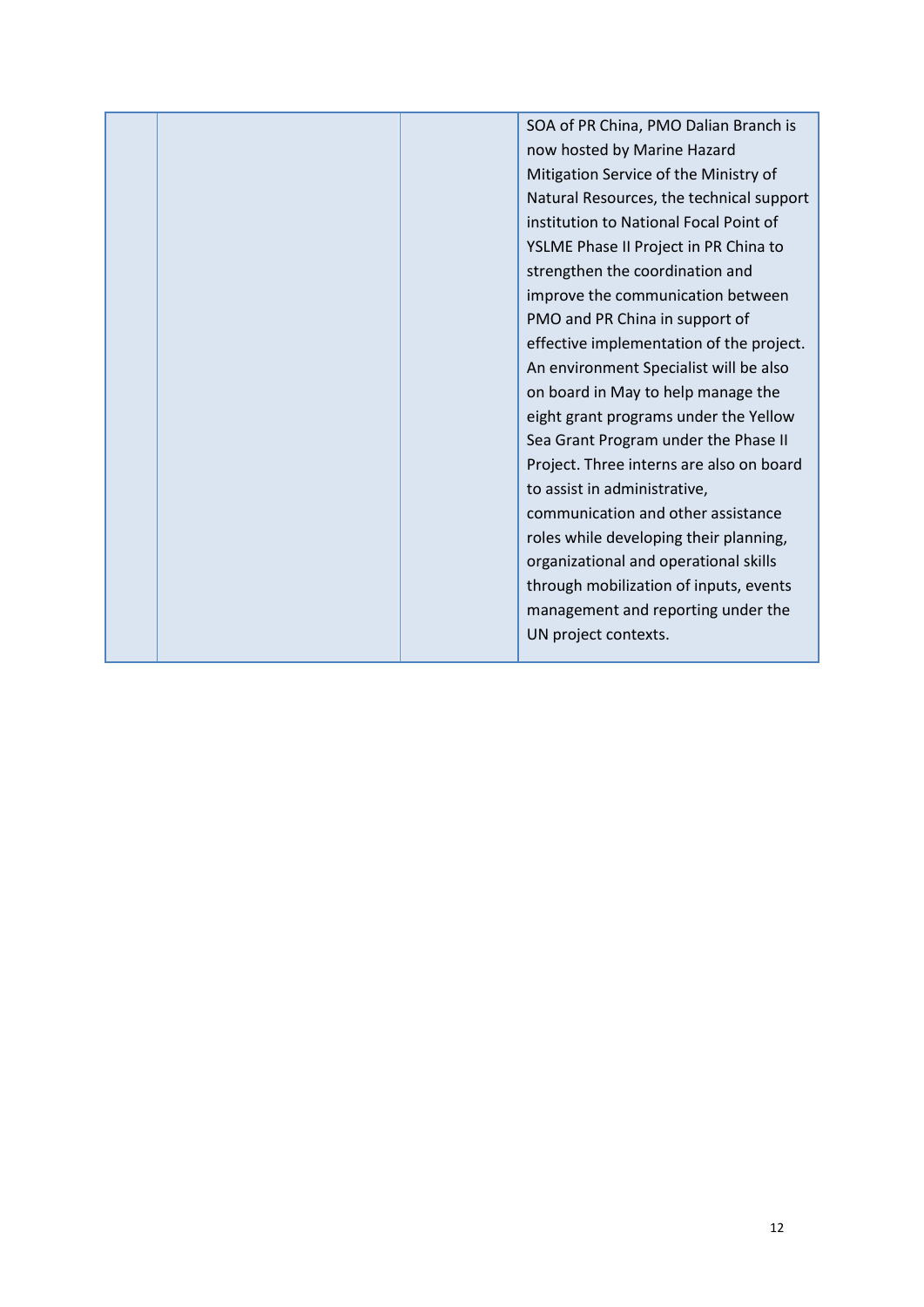| | | | |
|---|---|---|---|
| | | | SOA of PR China, PMO Dalian Branch is now hosted by Marine Hazard Mitigation Service of the Ministry of Natural Resources, the technical support institution to National Focal Point of YSLME Phase II Project in PR China to strengthen the coordination and improve the communication between PMO and PR China in support of effective implementation of the project. An environment Specialist will be also on board in May to help manage the eight grant programs under the Yellow Sea Grant Program under the Phase II Project. Three interns are also on board to assist in administrative, communication and other assistance roles while developing their planning, organizational and operational skills through mobilization of inputs, events management and reporting under the UN project contexts. |